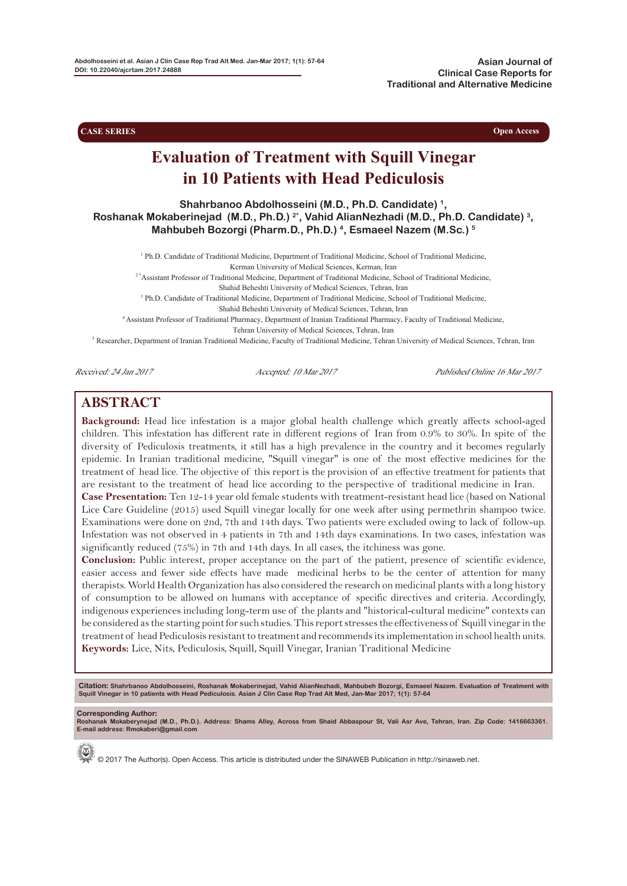CASE SERIES

Open Access

# Evaluation of Treatment with Squill Vinegar in 10 Patients with Head Pediculosis

**Shahrbanoo Abdolhosseini (M.D., Ph.D. Candidate) [1], Roshanak Mokaberinejad (M.D., Ph.D.) [2*], Vahid AlianNezhadi (M.D., Ph.D. Candidate) [3], Mahbubeh Bozorgi (Pharm.D., Ph.D.) [4], Esmaeel Nazem (M.Sc.) [5]**

[1] Ph.D. Candidate of Traditional Medicine, Department of Traditional Medicine, School of Traditional Medicine, Kerman University of Medical Sciences, Kerman, Iran

[2*] Assistant Professor of Traditional Medicine, Department of Traditional Medicine, School of Traditional Medicine, Shahid Beheshti University of Medical Sciences, Tehran, Iran

[3] Ph.D. Candidate of Traditional Medicine, Department of Traditional Medicine, School of Traditional Medicine, Shahid Beheshti University of Medical Sciences, Tehran, Iran

[4] Assistant Professor of Traditional Pharmacy, Department of Iranian Traditional Pharmacy, Faculty of Traditional Medicine, Tehran University of Medical Sciences, Tehran, Iran

[5] Researcher, Department of Iranian Traditional Medicine, Faculty of Traditional Medicine, Tehran University of Medical Sciences, Tehran, Iran

*Received: 24 Jan 2017* *Accepted: 10 Mar 2017* *Published Online 16 Mar 2017*

## ABSTRACT

**Background:** Head lice infestation is a major global health challenge which greatly affects school-aged children. This infestation has different rate in different regions of Iran from 0.9% to 30%. In spite of the diversity of Pediculosis treatments, it still has a high prevalence in the country and it becomes regularly epidemic. In Iranian traditional medicine, "Squill vinegar" is one of the most effective medicines for the treatment of head lice. The objective of this report is the provision of an effective treatment for patients that are resistant to the treatment of head lice according to the perspective of traditional medicine in Iran.

**Case Presentation:** Ten 12-14 year old female students with treatment-resistant head lice (based on National Lice Care Guideline (2015) used Squill vinegar locally for one week after using permethrin shampoo twice. Examinations were done on 2nd, 7th and 14th days. Two patients were excluded owing to lack of follow-up. Infestation was not observed in 4 patients in 7th and 14th days examinations. In two cases, infestation was significantly reduced (75%) in 7th and 14th days. In all cases, the itchiness was gone.

**Conclusion:** Public interest, proper acceptance on the part of the patient, presence of scientific evidence, easier access and fewer side effects have made medicinal herbs to be the center of attention for many therapists. World Health Organization has also considered the research on medicinal plants with a long history of consumption to be allowed on humans with acceptance of specific directives and criteria. Accordingly, indigenous experiences including long-term use of the plants and "historical-cultural medicine" contexts can be considered as the starting point for such studies. This report stresses the effectiveness of Squill vinegar in the treatment of head Pediculosis resistant to treatment and recommends its implementation in school health units.

**Keywords:** Lice, Nits, Pediculosis, Squill, Squill Vinegar, Iranian Traditional Medicine

**Citation:** Shahrbanoo Abdolhosseini, Roshanak Mokaberinejad, Vahid AlianNezhadi, Mahbubeh Bozorgi, Esmaeel Nazem. Evaluation of Treatment with Squill Vinegar in 10 patients with Head Pediculosis. Asian J Clin Case Rep Trad Alt Med, Jan-Mar 2017; 1(1): 57-64

**Corresponding Author:**
Roshanak Mokaberynejad (M.D., Ph.D.). Address: Shams Alley, Across from Shaid Abbaspour St, Vali Asr Ave, Tehran, Iran. Zip Code: 1416663361. E-mail address: Rmokaberi@gmail.com

© 2017 The Author(s). Open Access. This article is distributed under the SINAWEB Publication in http://sinaweb.net.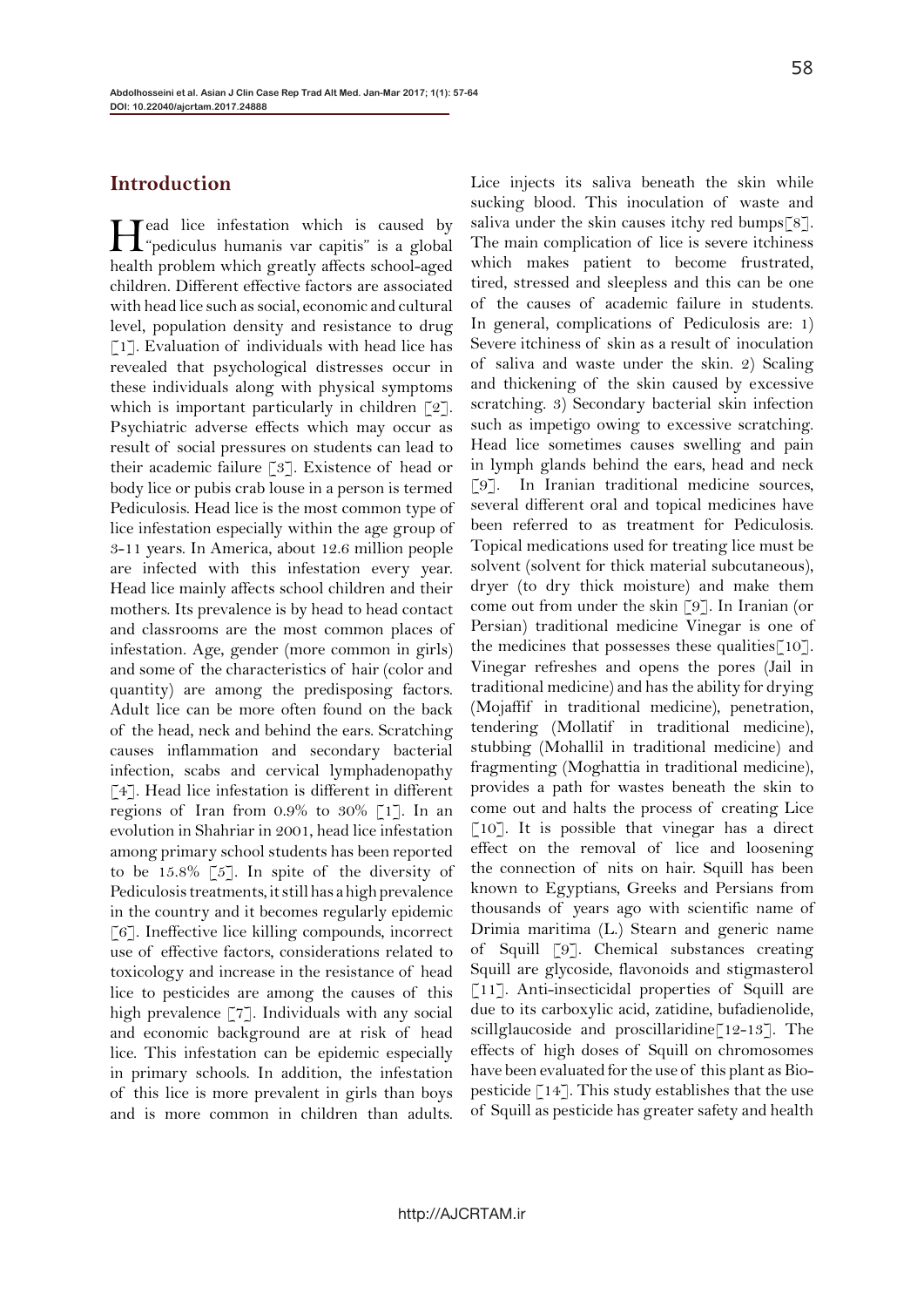## Introduction

Head lice infestation which is caused by "pediculus humanis var capitis" is a global health problem which greatly affects school-aged children. Different effective factors are associated with head lice such as social, economic and cultural level, population density and resistance to drug [1]. Evaluation of individuals with head lice has revealed that psychological distresses occur in these individuals along with physical symptoms which is important particularly in children [2]. Psychiatric adverse effects which may occur as result of social pressures on students can lead to their academic failure [3]. Existence of head or body lice or pubis crab louse in a person is termed Pediculosis. Head lice is the most common type of lice infestation especially within the age group of 3-11 years. In America, about 12.6 million people are infected with this infestation every year. Head lice mainly affects school children and their mothers. Its prevalence is by head to head contact and classrooms are the most common places of infestation. Age, gender (more common in girls) and some of the characteristics of hair (color and quantity) are among the predisposing factors. Adult lice can be more often found on the back of the head, neck and behind the ears. Scratching causes inflammation and secondary bacterial infection, scabs and cervical lymphadenopathy [4]. Head lice infestation is different in different regions of Iran from 0.9% to 30% [1]. In an evolution in Shahriar in 2001, head lice infestation among primary school students has been reported to be 15.8% [5]. In spite of the diversity of Pediculosis treatments, it still has a high prevalence in the country and it becomes regularly epidemic [6]. Ineffective lice killing compounds, incorrect use of effective factors, considerations related to toxicology and increase in the resistance of head lice to pesticides are among the causes of this high prevalence [7]. Individuals with any social and economic background are at risk of head lice. This infestation can be epidemic especially in primary schools. In addition, the infestation of this lice is more prevalent in girls than boys and is more common in children than adults. Lice injects its saliva beneath the skin while sucking blood. This inoculation of waste and saliva under the skin causes itchy red bumps[8]. The main complication of lice is severe itchiness which makes patient to become frustrated, tired, stressed and sleepless and this can be one of the causes of academic failure in students. In general, complications of Pediculosis are: 1) Severe itchiness of skin as a result of inoculation of saliva and waste under the skin. 2) Scaling and thickening of the skin caused by excessive scratching. 3) Secondary bacterial skin infection such as impetigo owing to excessive scratching. Head lice sometimes causes swelling and pain in lymph glands behind the ears, head and neck [9]. In Iranian traditional medicine sources, several different oral and topical medicines have been referred to as treatment for Pediculosis. Topical medications used for treating lice must be solvent (solvent for thick material subcutaneous), dryer (to dry thick moisture) and make them come out from under the skin [9]. In Iranian (or Persian) traditional medicine Vinegar is one of the medicines that possesses these qualities[10]. Vinegar refreshes and opens the pores (Jail in traditional medicine) and has the ability for drying (Mojaffif in traditional medicine), penetration, tendering (Mollatif in traditional medicine), stubbing (Mohallil in traditional medicine) and fragmenting (Moghattia in traditional medicine), provides a path for wastes beneath the skin to come out and halts the process of creating Lice [10]. It is possible that vinegar has a direct effect on the removal of lice and loosening the connection of nits on hair. Squill has been known to Egyptians, Greeks and Persians from thousands of years ago with scientific name of Drimia maritima (L.) Stearn and generic name of Squill [9]. Chemical substances creating Squill are glycoside, flavonoids and stigmasterol [11]. Anti-insecticidal properties of Squill are due to its carboxylic acid, zatidine, bufadienolide, scillglaucoside and proscillaridine[12-13]. The effects of high doses of Squill on chromosomes have been evaluated for the use of this plant as Bio-pesticide [14]. This study establishes that the use of Squill as pesticide has greater safety and health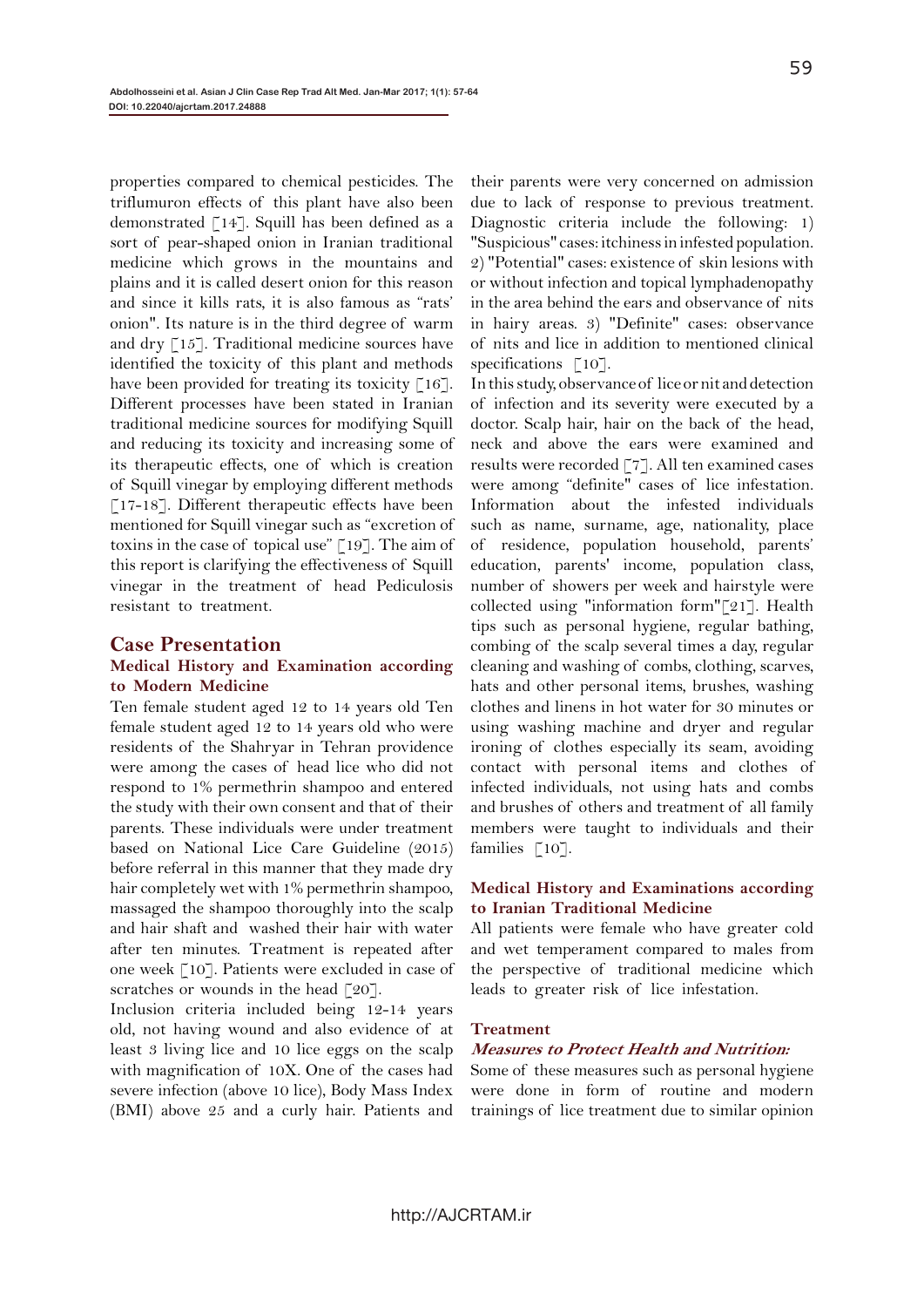properties compared to chemical pesticides. The triflumuron effects of this plant have also been demonstrated [14]. Squill has been defined as a sort of pear-shaped onion in Iranian traditional medicine which grows in the mountains and plains and it is called desert onion for this reason and since it kills rats, it is also famous as "rats' onion". Its nature is in the third degree of warm and dry [15]. Traditional medicine sources have identified the toxicity of this plant and methods have been provided for treating its toxicity [16]. Different processes have been stated in Iranian traditional medicine sources for modifying Squill and reducing its toxicity and increasing some of its therapeutic effects, one of which is creation of Squill vinegar by employing different methods [17-18]. Different therapeutic effects have been mentioned for Squill vinegar such as "excretion of toxins in the case of topical use" [19]. The aim of this report is clarifying the effectiveness of Squill vinegar in the treatment of head Pediculosis resistant to treatment.

## Case Presentation

### Medical History and Examination according to Modern Medicine

Ten female student aged 12 to 14 years old Ten female student aged 12 to 14 years old who were residents of the Shahryar in Tehran providence were among the cases of head lice who did not respond to 1% permethrin shampoo and entered the study with their own consent and that of their parents. These individuals were under treatment based on National Lice Care Guideline (2015) before referral in this manner that they made dry hair completely wet with 1% permethrin shampoo, massaged the shampoo thoroughly into the scalp and hair shaft and washed their hair with water after ten minutes. Treatment is repeated after one week [10]. Patients were excluded in case of scratches or wounds in the head [20].

Inclusion criteria included being 12-14 years old, not having wound and also evidence of at least 3 living lice and 10 lice eggs on the scalp with magnification of 10X. One of the cases had severe infection (above 10 lice), Body Mass Index (BMI) above 25 and a curly hair. Patients and their parents were very concerned on admission due to lack of response to previous treatment. Diagnostic criteria include the following: 1) "Suspicious" cases: itchiness in infested population. 2) "Potential" cases: existence of skin lesions with or without infection and topical lymphadenopathy in the area behind the ears and observance of nits in hairy areas. 3) "Definite" cases: observance of nits and lice in addition to mentioned clinical specifications [10].

In this study, observance of lice or nit and detection of infection and its severity were executed by a doctor. Scalp hair, hair on the back of the head, neck and above the ears were examined and results were recorded [7]. All ten examined cases were among "definite" cases of lice infestation. Information about the infested individuals such as name, surname, age, nationality, place of residence, population household, parents' education, parents' income, population class, number of showers per week and hairstyle were collected using "information form"[21]. Health tips such as personal hygiene, regular bathing, combing of the scalp several times a day, regular cleaning and washing of combs, clothing, scarves, hats and other personal items, brushes, washing clothes and linens in hot water for 30 minutes or using washing machine and dryer and regular ironing of clothes especially its seam, avoiding contact with personal items and clothes of infected individuals, not using hats and combs and brushes of others and treatment of all family members were taught to individuals and their families [10].

### Medical History and Examinations according to Iranian Traditional Medicine

All patients were female who have greater cold and wet temperament compared to males from the perspective of traditional medicine which leads to greater risk of lice infestation.

### Treatment

#### *Measures to Protect Health and Nutrition:*

Some of these measures such as personal hygiene were done in form of routine and modern trainings of lice treatment due to similar opinion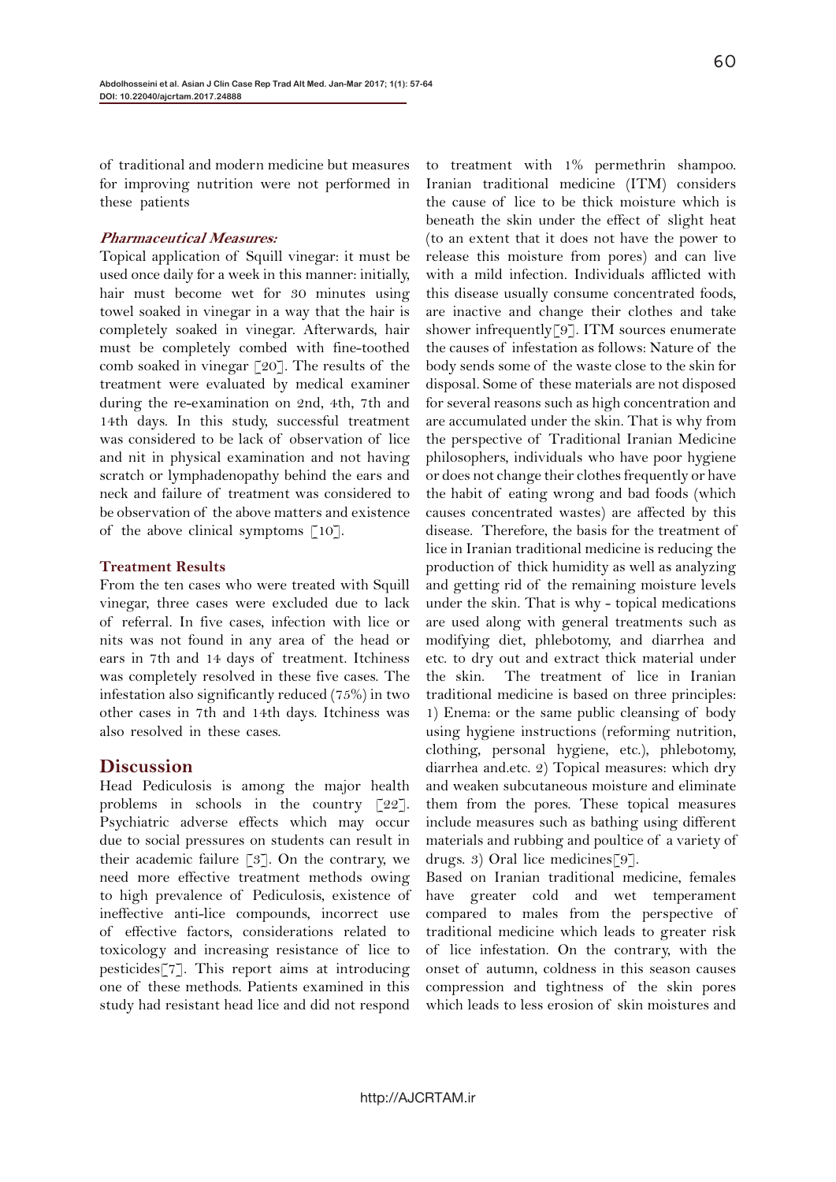of traditional and modern medicine but measures for improving nutrition were not performed in these patients

***Pharmaceutical Measures:***

Topical application of Squill vinegar: it must be used once daily for a week in this manner: initially, hair must become wet for 30 minutes using towel soaked in vinegar in a way that the hair is completely soaked in vinegar. Afterwards, hair must be completely combed with fine-toothed comb soaked in vinegar [20]. The results of the treatment were evaluated by medical examiner during the re-examination on 2nd, 4th, 7th and 14th days. In this study, successful treatment was considered to be lack of observation of lice and nit in physical examination and not having scratch or lymphadenopathy behind the ears and neck and failure of treatment was considered to be observation of the above matters and existence of the above clinical symptoms [10].

**Treatment Results**

From the ten cases who were treated with Squill vinegar, three cases were excluded due to lack of referral. In five cases, infection with lice or nits was not found in any area of the head or ears in 7th and 14 days of treatment. Itchiness was completely resolved in these five cases. The infestation also significantly reduced (75%) in two other cases in 7th and 14th days. Itchiness was also resolved in these cases.

## Discussion

Head Pediculosis is among the major health problems in schools in the country [22]. Psychiatric adverse effects which may occur due to social pressures on students can result in their academic failure [3]. On the contrary, we need more effective treatment methods owing to high prevalence of Pediculosis, existence of ineffective anti-lice compounds, incorrect use of effective factors, considerations related to toxicology and increasing resistance of lice to pesticides[7]. This report aims at introducing one of these methods. Patients examined in this study had resistant head lice and did not respond to treatment with 1% permethrin shampoo. Iranian traditional medicine (ITM) considers the cause of lice to be thick moisture which is beneath the skin under the effect of slight heat (to an extent that it does not have the power to release this moisture from pores) and can live with a mild infection. Individuals afflicted with this disease usually consume concentrated foods, are inactive and change their clothes and take shower infrequently[9]. ITM sources enumerate the causes of infestation as follows: Nature of the body sends some of the waste close to the skin for disposal. Some of these materials are not disposed for several reasons such as high concentration and are accumulated under the skin. That is why from the perspective of Traditional Iranian Medicine philosophers, individuals who have poor hygiene or does not change their clothes frequently or have the habit of eating wrong and bad foods (which causes concentrated wastes) are affected by this disease. Therefore, the basis for the treatment of lice in Iranian traditional medicine is reducing the production of thick humidity as well as analyzing and getting rid of the remaining moisture levels under the skin. That is why - topical medications are used along with general treatments such as modifying diet, phlebotomy, and diarrhea and etc. to dry out and extract thick material under the skin. The treatment of lice in Iranian traditional medicine is based on three principles: 1) Enema: or the same public cleansing of body using hygiene instructions (reforming nutrition, clothing, personal hygiene, etc.), phlebotomy, diarrhea and.etc. 2) Topical measures: which dry and weaken subcutaneous moisture and eliminate them from the pores. These topical measures include measures such as bathing using different materials and rubbing and poultice of a variety of drugs. 3) Oral lice medicines[9].

Based on Iranian traditional medicine, females have greater cold and wet temperament compared to males from the perspective of traditional medicine which leads to greater risk of lice infestation. On the contrary, with the onset of autumn, coldness in this season causes compression and tightness of the skin pores which leads to less erosion of skin moistures and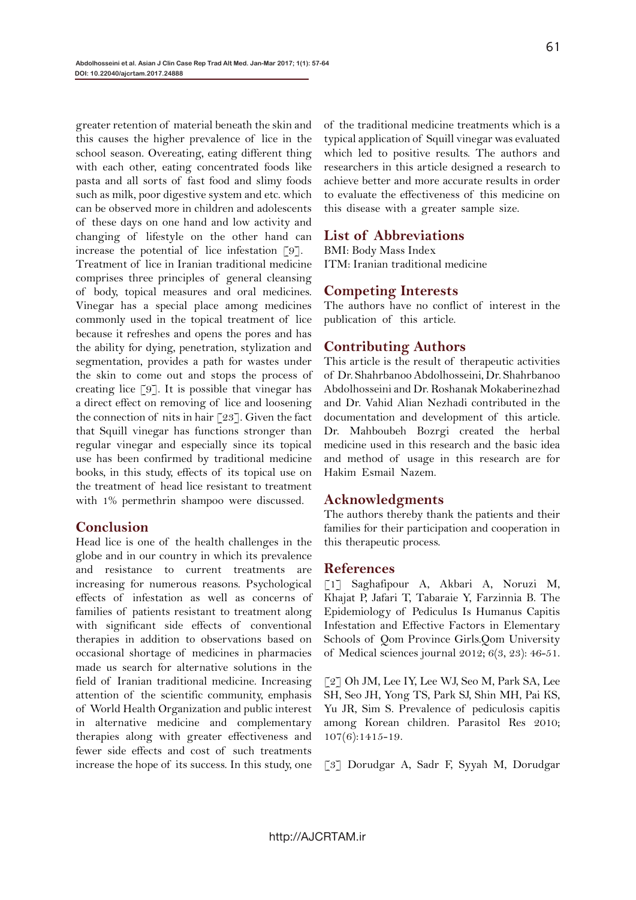greater retention of material beneath the skin and this causes the higher prevalence of lice in the school season. Overeating, eating different thing with each other, eating concentrated foods like pasta and all sorts of fast food and slimy foods such as milk, poor digestive system and etc. which can be observed more in children and adolescents of these days on one hand and low activity and changing of lifestyle on the other hand can increase the potential of lice infestation [9].

Treatment of lice in Iranian traditional medicine comprises three principles of general cleansing of body, topical measures and oral medicines. Vinegar has a special place among medicines commonly used in the topical treatment of lice because it refreshes and opens the pores and has the ability for dying, penetration, stylization and segmentation, provides a path for wastes under the skin to come out and stops the process of creating lice [9]. It is possible that vinegar has a direct effect on removing of lice and loosening the connection of nits in hair [23]. Given the fact that Squill vinegar has functions stronger than regular vinegar and especially since its topical use has been confirmed by traditional medicine books, in this study, effects of its topical use on the treatment of head lice resistant to treatment with 1% permethrin shampoo were discussed.

## Conclusion

Head lice is one of the health challenges in the globe and in our country in which its prevalence and resistance to current treatments are increasing for numerous reasons. Psychological effects of infestation as well as concerns of families of patients resistant to treatment along with significant side effects of conventional therapies in addition to observations based on occasional shortage of medicines in pharmacies made us search for alternative solutions in the field of Iranian traditional medicine. Increasing attention of the scientific community, emphasis of World Health Organization and public interest in alternative medicine and complementary therapies along with greater effectiveness and fewer side effects and cost of such treatments increase the hope of its success. In this study, one of the traditional medicine treatments which is a typical application of Squill vinegar was evaluated which led to positive results. The authors and researchers in this article designed a research to achieve better and more accurate results in order to evaluate the effectiveness of this medicine on this disease with a greater sample size.

## List of Abbreviations

BMI: Body Mass Index
ITM: Iranian traditional medicine

## Competing Interests

The authors have no conflict of interest in the publication of this article.

## Contributing Authors

This article is the result of therapeutic activities of Dr. Shahrbanoo Abdolhosseini, Dr. Shahrbanoo Abdolhosseini and Dr. Roshanak Mokaberinezhad and Dr. Vahid Alian Nezhadi contributed in the documentation and development of this article. Dr. Mahboubeh Bozrgi created the herbal medicine used in this research and the basic idea and method of usage in this research are for Hakim Esmail Nazem.

## Acknowledgments

The authors thereby thank the patients and their families for their participation and cooperation in this therapeutic process.

## References

[1] Saghafipour A, Akbari A, Noruzi M, Khajat P, Jafari T, Tabaraie Y, Farzinnia B. The Epidemiology of Pediculus Is Humanus Capitis Infestation and Effective Factors in Elementary Schools of Qom Province Girls.Qom University of Medical sciences journal 2012; 6(3, 23): 46-51.

[2] Oh JM, Lee IY, Lee WJ, Seo M, Park SA, Lee SH, Seo JH, Yong TS, Park SJ, Shin MH, Pai KS, Yu JR, Sim S. Prevalence of pediculosis capitis among Korean children. Parasitol Res 2010; 107(6):1415-19.

[3] Dorudgar A, Sadr F, Syyah M, Dorudgar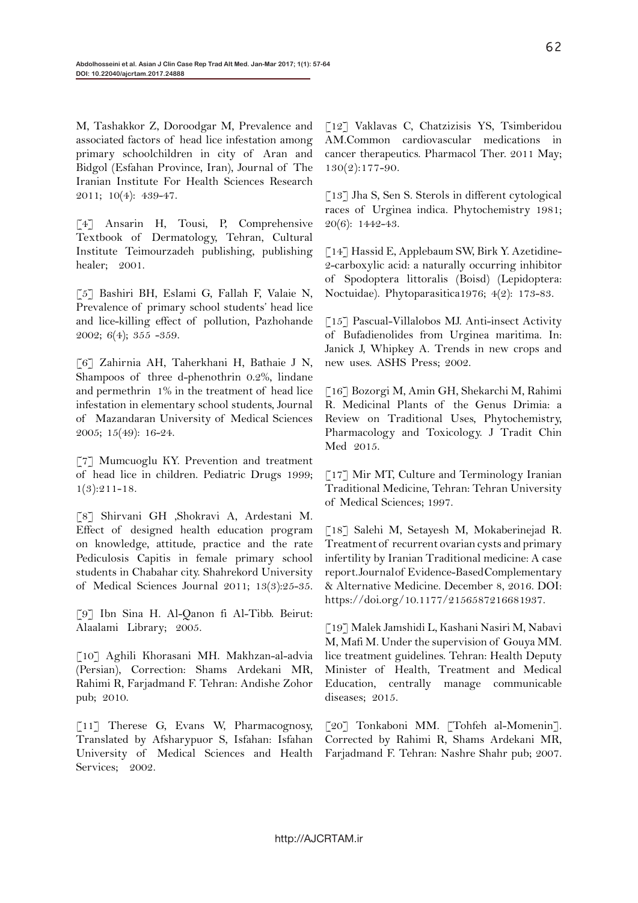M, Tashakkor Z, Doroodgar M, Prevalence and associated factors of head lice infestation among primary schoolchildren in city of Aran and Bidgol (Esfahan Province, Iran), Journal of The Iranian Institute For Health Sciences Research 2011; 10(4): 439-47.

[4] Ansarin H, Tousi, P, Comprehensive Textbook of Dermatology, Tehran, Cultural Institute Teimourzadeh publishing, publishing healer; 2001.

[5] Bashiri BH, Eslami G, Fallah F, Valaie N, Prevalence of primary school students' head lice and lice-killing effect of pollution, Pazhohande 2002; 6(4); 355 -359.

[6] Zahirnia AH, Taherkhani H, Bathaie J N, Shampoos of three d-phenothrin 0.2%, lindane and permethrin 1% in the treatment of head lice infestation in elementary school students, Journal of Mazandaran University of Medical Sciences 2005; 15(49): 16-24.

[7] Mumcuoglu KY. Prevention and treatment of head lice in children. Pediatric Drugs 1999; 1(3):211-18.

[8] Shirvani GH ,Shokravi A, Ardestani M. Effect of designed health education program on knowledge, attitude, practice and the rate Pediculosis Capitis in female primary school students in Chabahar city. Shahrekord University of Medical Sciences Journal 2011; 13(3):25-35.

[9] Ibn Sina H. Al-Qanon fi Al-Tibb. Beirut: Alaalami Library; 2005.

[10] Aghili Khorasani MH. Makhzan-al-advia (Persian), Correction: Shams Ardekani MR, Rahimi R, Farjadmand F. Tehran: Andishe Zohor pub; 2010.

[11] Therese G, Evans W, Pharmacognosy, Translated by Afsharypuor S, Isfahan: Isfahan University of Medical Sciences and Health Services; 2002.

[12] Vaklavas C, Chatzizisis YS, Tsimberidou AM.Common cardiovascular medications in cancer therapeutics. Pharmacol Ther. 2011 May; 130(2):177-90.

[13] Jha S, Sen S. Sterols in different cytological races of Urginea indica. Phytochemistry 1981; 20(6): 1442-43.

[14] Hassid E, Applebaum SW, Birk Y. Azetidine-2-carboxylic acid: a naturally occurring inhibitor of Spodoptera littoralis (Boisd) (Lepidoptera: Noctuidae). Phytoparasitica1976; 4(2): 173-83.

[15] Pascual-Villalobos MJ. Anti-insect Activity of Bufadienolides from Urginea maritima. In: Janick J, Whipkey A. Trends in new crops and new uses. ASHS Press; 2002.

[16] Bozorgi M, Amin GH, Shekarchi M, Rahimi R. Medicinal Plants of the Genus Drimia: a Review on Traditional Uses, Phytochemistry, Pharmacology and Toxicology. J Tradit Chin Med 2015.

[17] Mir MT, Culture and Terminology Iranian Traditional Medicine, Tehran: Tehran University of Medical Sciences; 1997.

[18] Salehi M, Setayesh M, Mokaberinejad R. Treatment of recurrent ovarian cysts and primary infertility by Iranian Traditional medicine: A case report.Journal of Evidence-Based Complementary & Alternative Medicine. December 8, 2016. DOI: https://doi.org/10.1177/2156587216681937.

[19] Malek Jamshidi L, Kashani Nasiri M, Nabavi M, Mafi M. Under the supervision of Gouya MM. lice treatment guidelines. Tehran: Health Deputy Minister of Health, Treatment and Medical Education, centrally manage communicable diseases; 2015.

[20] Tonkaboni MM. [Tohfeh al-Momenin]. Corrected by Rahimi R, Shams Ardekani MR, Farjadmand F. Tehran: Nashre Shahr pub; 2007.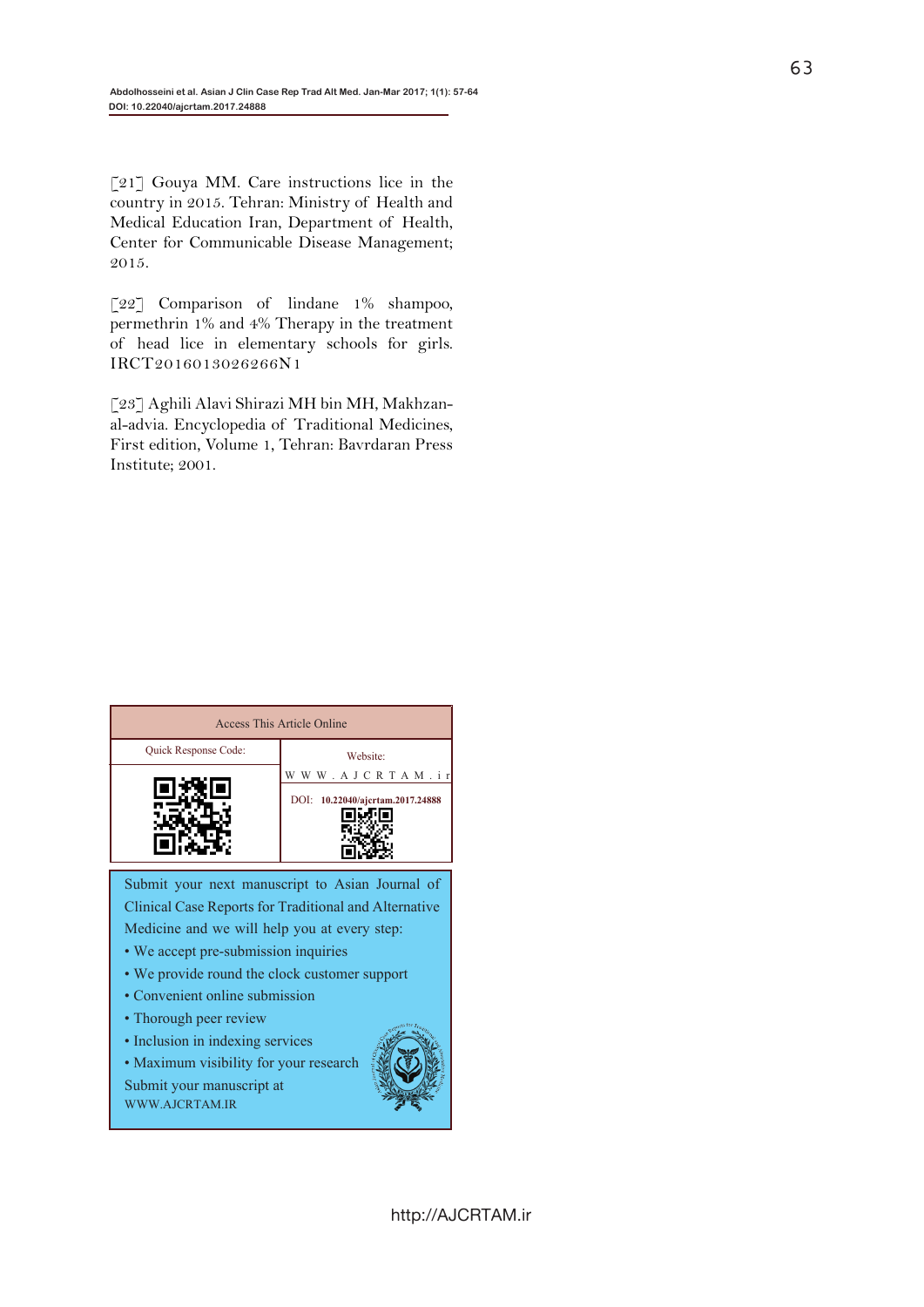[21] Gouya MM. Care instructions lice in the country in 2015. Tehran: Ministry of Health and Medical Education Iran, Department of Health, Center for Communicable Disease Management; 2015.

[22] Comparison of lindane 1% shampoo, permethrin 1% and 4% Therapy in the treatment of head lice in elementary schools for girls. IRCT2016013026266N1

[23] Aghili Alavi Shirazi MH bin MH, Makhzan-al-advia. Encyclopedia of Traditional Medicines, First edition, Volume 1, Tehran: Bavrdaran Press Institute; 2001.

| Access This Article Online | |
|---|---|
| Quick Response Code: | Website: WWW.AJCRTAM.ir |
| | DOI: 10.22040/ajcrtam.2017.24888 |

Submit your next manuscript to Asian Journal of Clinical Case Reports for Traditional and Alternative Medicine and we will help you at every step:

- We accept pre-submission inquiries
- We provide round the clock customer support
- Convenient online submission
- Thorough peer review
- Inclusion in indexing services
- Maximum visibility for your research

Submit your manuscript at
WWW.AJCRTAM.IR